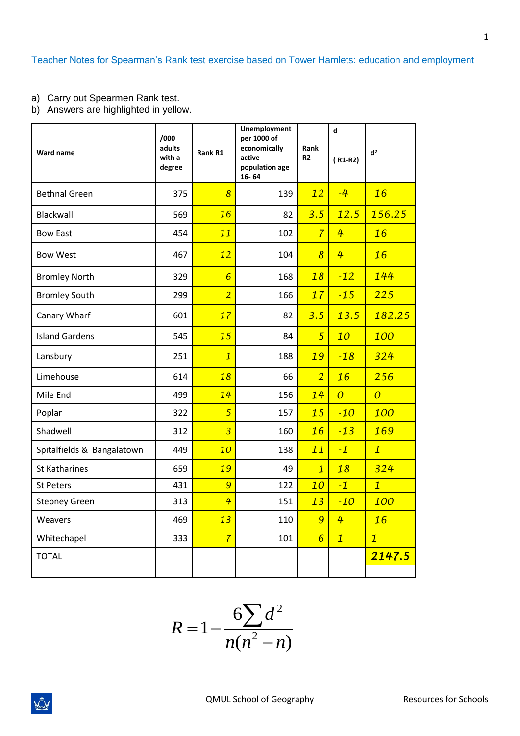Teacher Notes for Spearman's Rank test exercise based on Tower Hamlets: education and employment

a) Carry out Spearmen Rank test.
b) Answers are highlighted in yellow.

| Ward name | /000 adults with a degree | Rank R1 | Unemployment per 1000 of economically active population age 16- 64 | Rank R2 | d ( R1-R2) | $d^2$ |
|---|---|---|---|---|---|---|
| Bethnal Green | 375 | 8 | 139 | 12 | -4 | 16 |
| Blackwall | 569 | 16 | 82 | 3.5 | 12.5 | 156.25 |
| Bow East | 454 | 11 | 102 | 7 | 4 | 16 |
| Bow West | 467 | 12 | 104 | 8 | 4 | 16 |
| Bromley North | 329 | 6 | 168 | 18 | -12 | 144 |
| Bromley South | 299 | 2 | 166 | 17 | -15 | 225 |
| Canary Wharf | 601 | 17 | 82 | 3.5 | 13.5 | 182.25 |
| Island Gardens | 545 | 15 | 84 | 5 | 10 | 100 |
| Lansbury | 251 | 1 | 188 | 19 | -18 | 324 |
| Limehouse | 614 | 18 | 66 | 2 | 16 | 256 |
| Mile End | 499 | 14 | 156 | 14 | 0 | 0 |
| Poplar | 322 | 5 | 157 | 15 | -10 | 100 |
| Shadwell | 312 | 3 | 160 | 16 | -13 | 169 |
| Spitalfields & Bangalatown | 449 | 10 | 138 | 11 | -1 | 1 |
| St Katharines | 659 | 19 | 49 | 1 | 18 | 324 |
| St Peters | 431 | 9 | 122 | 10 | -1 | 1 |
| Stepney Green | 313 | 4 | 151 | 13 | -10 | 100 |
| Weavers | 469 | 13 | 110 | 9 | 4 | 16 |
| Whitechapel | 333 | 7 | 101 | 6 | 1 | 1 |
| TOTAL | | | | | | 2147.5 |

$$R = 1 - \frac{6\sum d^2}{n(n^2 - n)}$$

QMUL School of Geography Resources for Schools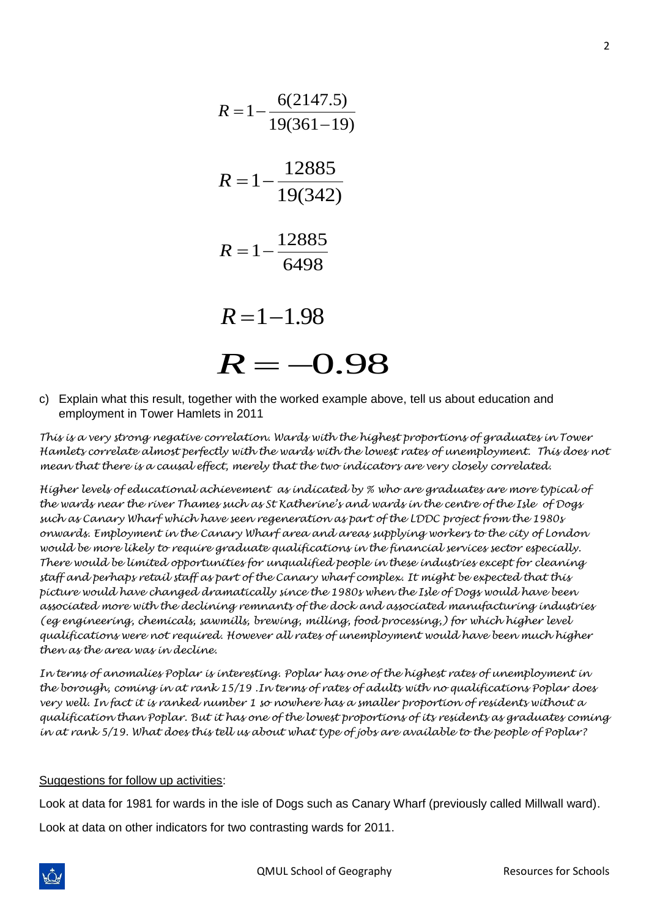$$R = 1 - \frac{6(2147.5)}{19(361 - 19)}$$

$$R = 1 - \frac{12885}{19(342)}$$

$$R = 1 - \frac{12885}{6498}$$

$$R = 1 - 1.98$$

$$R = -0.98$$

c) Explain what this result, together with the worked example above, tell us about education and employment in Tower Hamlets in 2011

*This is a very strong negative correlation. Wards with the highest proportions of graduates in Tower Hamlets correlate almost perfectly with the wards with the lowest rates of unemployment. This does not mean that there is a causal effect, merely that the two indicators are very closely correlated.*

*Higher levels of educational achievement as indicated by % who are graduates are more typical of the wards near the river Thames such as St Katherine's and wards in the centre of the Isle of Dogs such as Canary Wharf which have seen regeneration as part of the LDDC project from the 1980s onwards. Employment in the Canary Wharf area and areas supplying workers to the city of London would be more likely to require graduate qualifications in the financial services sector especially. There would be limited opportunities for unqualified people in these industries except for cleaning staff and perhaps retail staff as part of the Canary wharf complex. It might be expected that this picture would have changed dramatically since the 1980s when the Isle of Dogs would have been associated more with the declining remnants of the dock and associated manufacturing industries (eg engineering, chemicals, sawmills, brewing, milling, food processing,) for which higher level qualifications were not required. However all rates of unemployment would have been much higher then as the area was in decline.*

*In terms of anomalies Poplar is interesting. Poplar has one of the highest rates of unemployment in the borough, coming in at rank 15/19 .In terms of rates of adults with no qualifications Poplar does very well. In fact it is ranked number 1 so nowhere has a smaller proportion of residents without a qualification than Poplar. But it has one of the lowest proportions of its residents as graduates coming in at rank 5/19. What does this tell us about what type of jobs are available to the people of Poplar?*

Suggestions for follow up activities:

Look at data for 1981 for wards in the isle of Dogs such as Canary Wharf (previously called Millwall ward).

Look at data on other indicators for two contrasting wards for 2011.